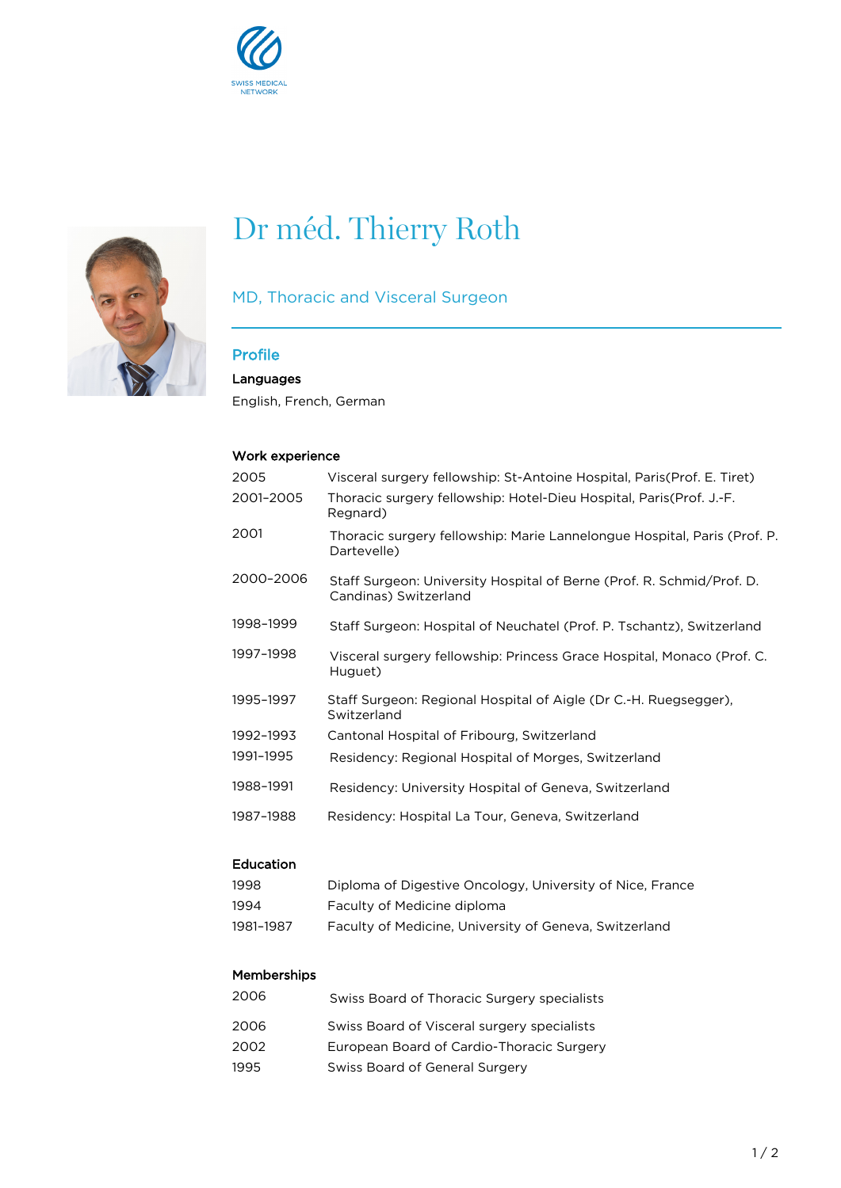SWISS MEDICAL NETWORK

# Dr méd. Thierry Roth

MD, Thoracic and Visceral Surgeon

## Profile

### Languages

English, French, German

### Work experience

| | |
|---|---|
| 2005 | Visceral surgery fellowship: St-Antoine Hospital, Paris(Prof. E. Tiret) |
| 2001–2005 | Thoracic surgery fellowship: Hotel-Dieu Hospital, Paris(Prof. J.-F. Regnard) |
| 2001 | Thoracic surgery fellowship: Marie Lannelongue Hospital, Paris (Prof. P. Dartevelle) |
| 2000–2006 | Staff Surgeon: University Hospital of Berne (Prof. R. Schmid/Prof. D. Candinas) Switzerland |
| 1998–1999 | Staff Surgeon: Hospital of Neuchatel (Prof. P. Tschantz), Switzerland |
| 1997–1998 | Visceral surgery fellowship: Princess Grace Hospital, Monaco (Prof. C. Huguet) |
| 1995–1997 | Staff Surgeon: Regional Hospital of Aigle (Dr C.-H. Ruegsegger), Switzerland |
| 1992–1993 | Cantonal Hospital of Fribourg, Switzerland |
| 1991–1995 | Residency: Regional Hospital of Morges, Switzerland |
| 1988–1991 | Residency: University Hospital of Geneva, Switzerland |
| 1987–1988 | Residency: Hospital La Tour, Geneva, Switzerland |

### Education

| | |
|---|---|
| 1998 | Diploma of Digestive Oncology, University of Nice, France |
| 1994 | Faculty of Medicine diploma |
| 1981–1987 | Faculty of Medicine, University of Geneva, Switzerland |

### Memberships

| | |
|---|---|
| 2006 | Swiss Board of Thoracic Surgery specialists |
| 2006 | Swiss Board of Visceral surgery specialists |
| 2002 | European Board of Cardio-Thoracic Surgery |
| 1995 | Swiss Board of General Surgery |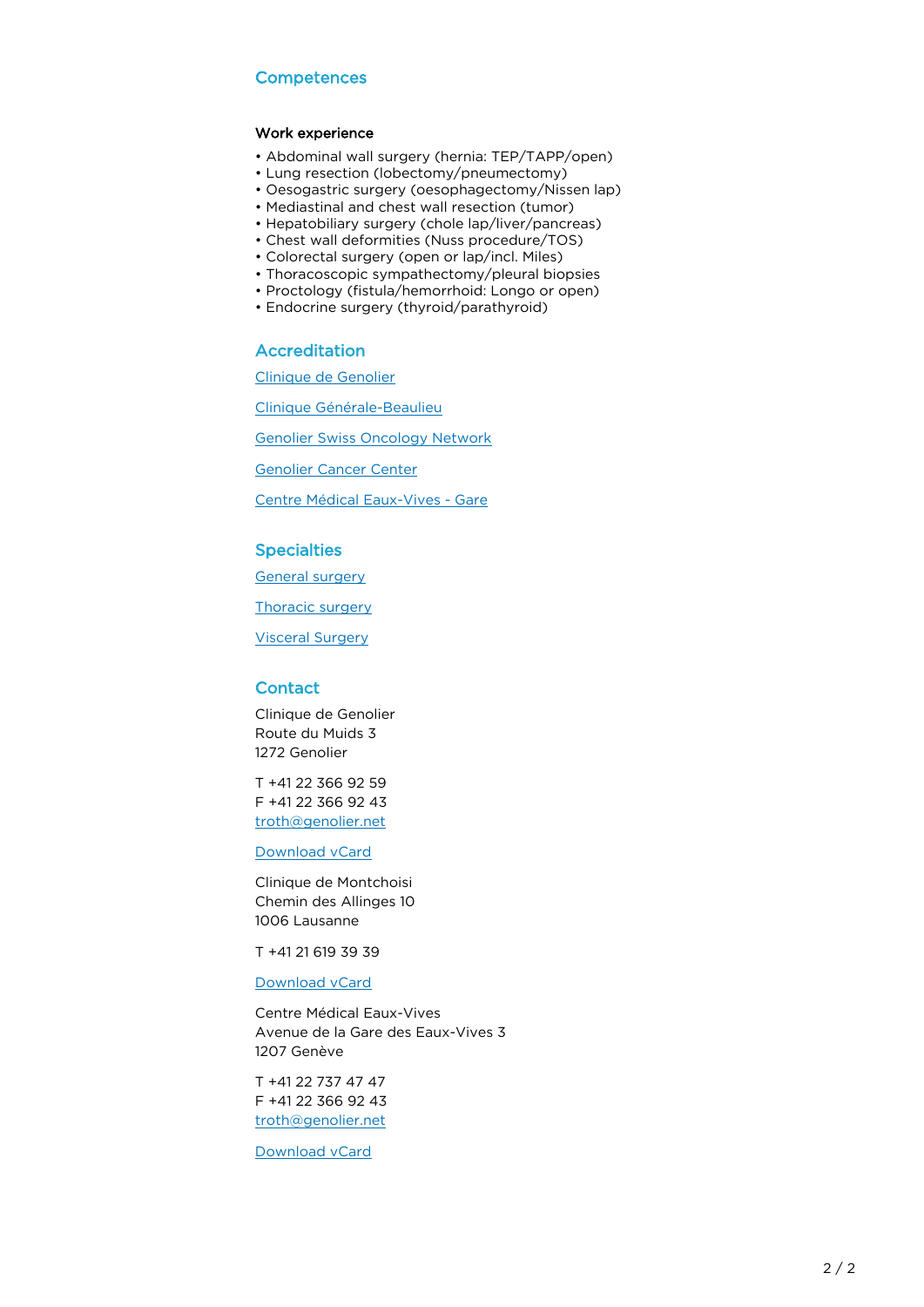## Competences

### Work experience

- Abdominal wall surgery (hernia: TEP/TAPP/open)
- Lung resection (lobectomy/pneumectomy)
- Oesogastric surgery (oesophagectomy/Nissen lap)
- Mediastinal and chest wall resection (tumor)
- Hepatobiliary surgery (chole lap/liver/pancreas)
- Chest wall deformities (Nuss procedure/TOS)
- Colorectal surgery (open or lap/incl. Miles)
- Thoracoscopic sympathectomy/pleural biopsies
- Proctology (fistula/hemorrhoid: Longo or open)
- Endocrine surgery (thyroid/parathyroid)

## Accreditation

Clinique de Genolier

Clinique Générale-Beaulieu

Genolier Swiss Oncology Network

Genolier Cancer Center

Centre Médical Eaux-Vives - Gare

## Specialties

General surgery

Thoracic surgery

Visceral Surgery

## Contact

Clinique de Genolier
Route du Muids 3
1272 Genolier

T +41 22 366 92 59
F +41 22 366 92 43
troth@genolier.net

Download vCard

Clinique de Montchoisi
Chemin des Allinges 10
1006 Lausanne

T +41 21 619 39 39

Download vCard

Centre Médical Eaux-Vives
Avenue de la Gare des Eaux-Vives 3
1207 Genève

T +41 22 737 47 47
F +41 22 366 92 43
troth@genolier.net

Download vCard